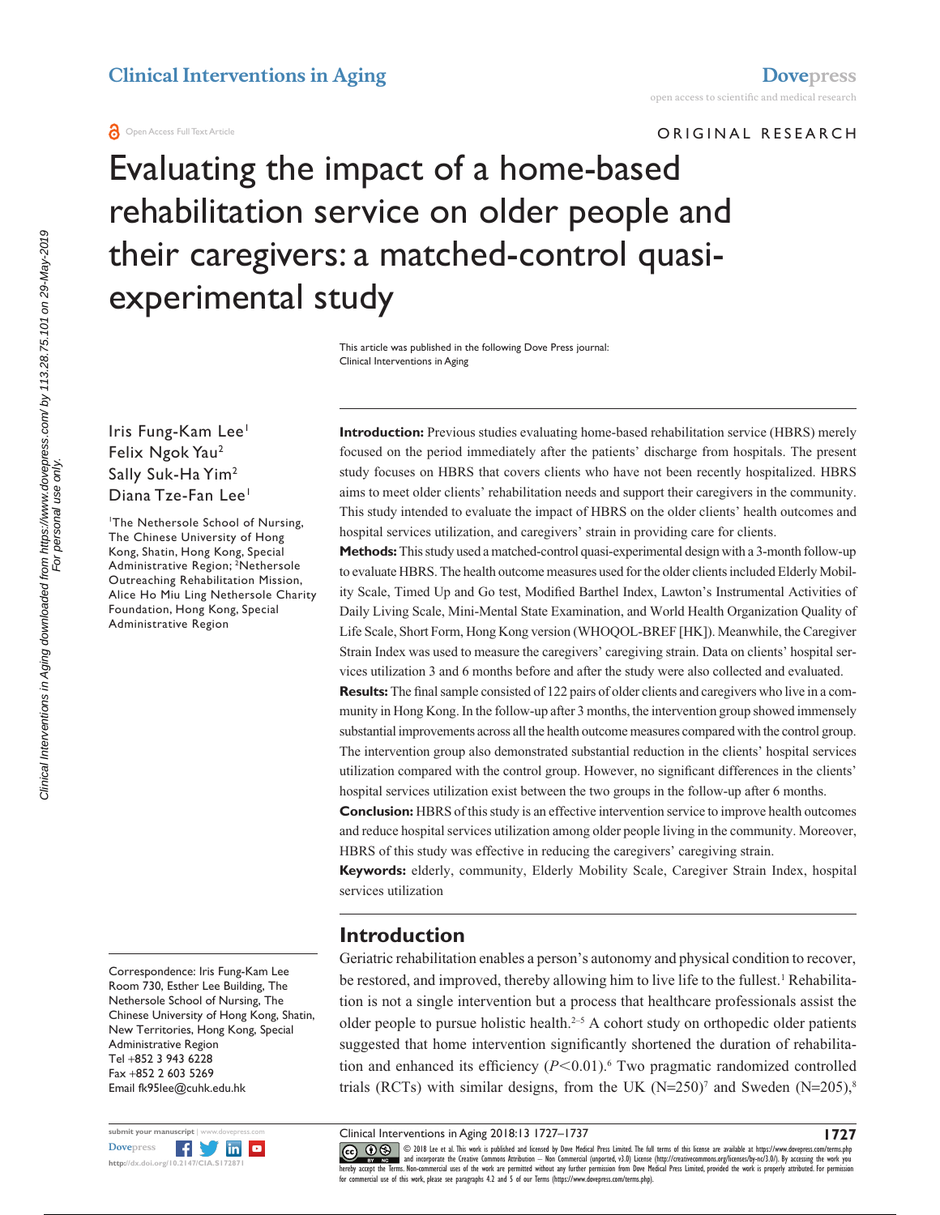Clinical Interventions in Aging

Open Access Full Text Article

ORIGINAL RESEARCH

# Evaluating the impact of a home-based rehabilitation service on older people and their caregivers: a matched-control quasi-experimental study

This article was published in the following Dove Press journal: Clinical Interventions in Aging

Iris Fung-Kam Lee[1]
Felix Ngok Yau[2]
Sally Suk-Ha Yim[2]
Diana Tze-Fan Lee[1]

[1]The Nethersole School of Nursing, The Chinese University of Hong Kong, Shatin, Hong Kong, Special Administrative Region; [2]Nethersole Outreaching Rehabilitation Mission, Alice Ho Miu Ling Nethersole Charity Foundation, Hong Kong, Special Administrative Region

**Introduction:** Previous studies evaluating home-based rehabilitation service (HBRS) merely focused on the period immediately after the patients' discharge from hospitals. The present study focuses on HBRS that covers clients who have not been recently hospitalized. HBRS aims to meet older clients' rehabilitation needs and support their caregivers in the community. This study intended to evaluate the impact of HBRS on the older clients' health outcomes and hospital services utilization, and caregivers' strain in providing care for clients.

**Methods:** This study used a matched-control quasi-experimental design with a 3-month follow-up to evaluate HBRS. The health outcome measures used for the older clients included Elderly Mobility Scale, Timed Up and Go test, Modified Barthel Index, Lawton's Instrumental Activities of Daily Living Scale, Mini-Mental State Examination, and World Health Organization Quality of Life Scale, Short Form, Hong Kong version (WHOQOL-BREF [HK]). Meanwhile, the Caregiver Strain Index was used to measure the caregivers' caregiving strain. Data on clients' hospital services utilization 3 and 6 months before and after the study were also collected and evaluated.

**Results:** The final sample consisted of 122 pairs of older clients and caregivers who live in a community in Hong Kong. In the follow-up after 3 months, the intervention group showed immensely substantial improvements across all the health outcome measures compared with the control group. The intervention group also demonstrated substantial reduction in the clients' hospital services utilization compared with the control group. However, no significant differences in the clients' hospital services utilization exist between the two groups in the follow-up after 6 months.

**Conclusion:** HBRS of this study is an effective intervention service to improve health outcomes and reduce hospital services utilization among older people living in the community. Moreover, HBRS of this study was effective in reducing the caregivers' caregiving strain.

**Keywords:** elderly, community, Elderly Mobility Scale, Caregiver Strain Index, hospital services utilization

## Introduction

Geriatric rehabilitation enables a person's autonomy and physical condition to recover, be restored, and improved, thereby allowing him to live life to the fullest.[1] Rehabilitation is not a single intervention but a process that healthcare professionals assist the older people to pursue holistic health.[2–5] A cohort study on orthopedic older patients suggested that home intervention significantly shortened the duration of rehabilitation and enhanced its efficiency ($P<0.01$).[6] Two pragmatic randomized controlled trials (RCTs) with similar designs, from the UK (N=250)[7] and Sweden (N=205),[8]

Correspondence: Iris Fung-Kam Lee
Room 730, Esther Lee Building, The Nethersole School of Nursing, The Chinese University of Hong Kong, Shatin, New Territories, Hong Kong, Special Administrative Region
Tel +852 3 943 6228
Fax +852 2 603 5269
Email fk95lee@cuhk.edu.hk

© 2018 Lee et al. This work is published and licensed by Dove Medical Press Limited. The full terms of this license are available at https://www.dovepress.com/terms.php and incorporate the Creative Commons Attribution – Non Commercial (unported, v3.0) License (http://creativecommons.org/licenses/by-nc/3.0/). By accessing the work you hereby accept the Terms. Non-commercial uses of the work are permitted without any further permission from Dove Medical Press Limited, provided the work is properly attributed. For permission for commercial use of this work, please see paragraphs 4.2 and 5 of our Terms (https://www.dovepress.com/terms.php).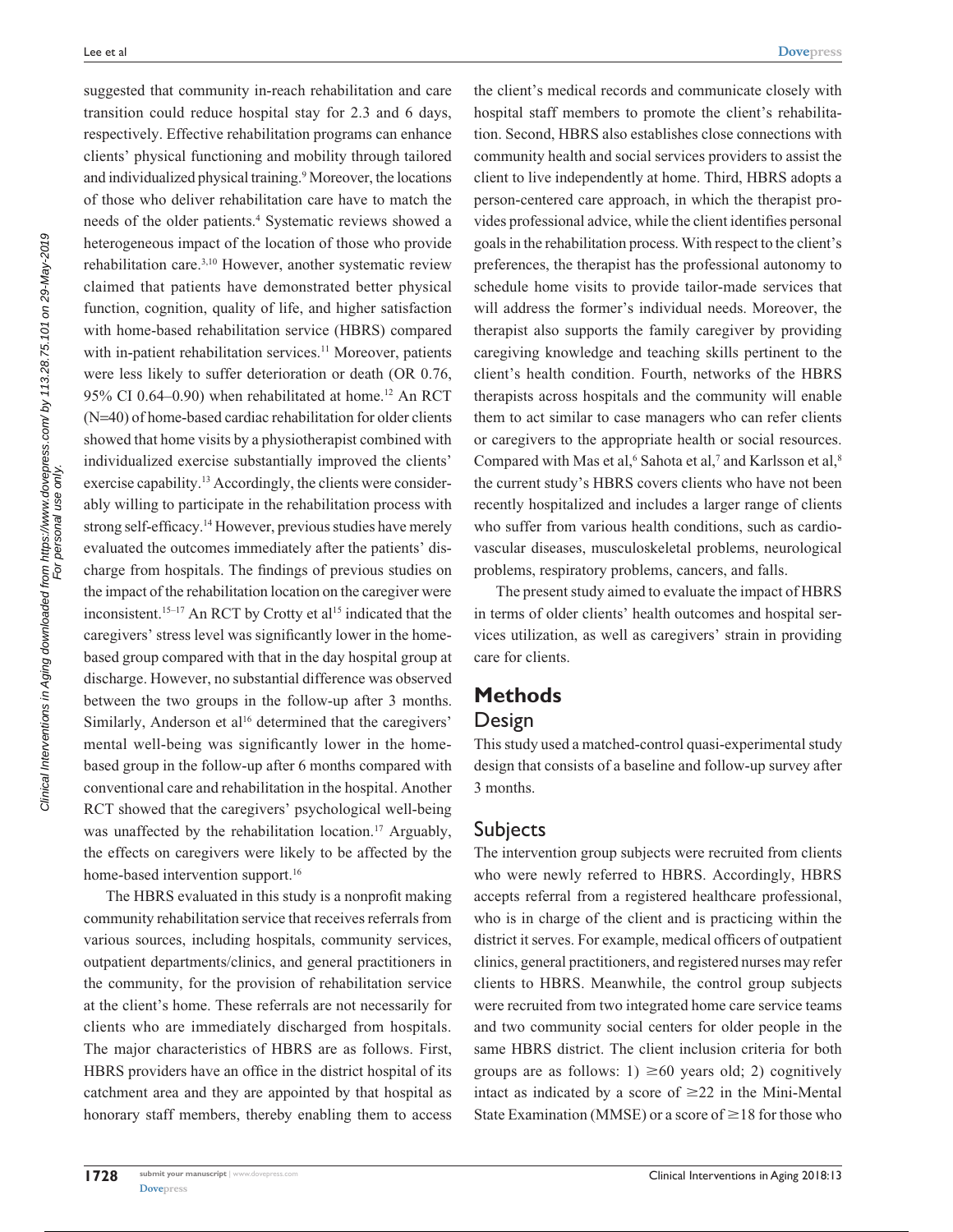suggested that community in-reach rehabilitation and care transition could reduce hospital stay for 2.3 and 6 days, respectively. Effective rehabilitation programs can enhance clients' physical functioning and mobility through tailored and individualized physical training.[9] Moreover, the locations of those who deliver rehabilitation care have to match the needs of the older patients.[4] Systematic reviews showed a heterogeneous impact of the location of those who provide rehabilitation care.[3,10] However, another systematic review claimed that patients have demonstrated better physical function, cognition, quality of life, and higher satisfaction with home-based rehabilitation service (HBRS) compared with in-patient rehabilitation services.[11] Moreover, patients were less likely to suffer deterioration or death (OR 0.76, 95% CI 0.64–0.90) when rehabilitated at home.[12] An RCT (N=40) of home-based cardiac rehabilitation for older clients showed that home visits by a physiotherapist combined with individualized exercise substantially improved the clients' exercise capability.[13] Accordingly, the clients were considerably willing to participate in the rehabilitation process with strong self-efficacy.[14] However, previous studies have merely evaluated the outcomes immediately after the patients' discharge from hospitals. The findings of previous studies on the impact of the rehabilitation location on the caregiver were inconsistent.[15–17] An RCT by Crotty et al[15] indicated that the caregivers' stress level was significantly lower in the home-based group compared with that in the day hospital group at discharge. However, no substantial difference was observed between the two groups in the follow-up after 3 months. Similarly, Anderson et al[16] determined that the caregivers' mental well-being was significantly lower in the home-based group in the follow-up after 6 months compared with conventional care and rehabilitation in the hospital. Another RCT showed that the caregivers' psychological well-being was unaffected by the rehabilitation location.[17] Arguably, the effects on caregivers were likely to be affected by the home-based intervention support.[16]

The HBRS evaluated in this study is a nonprofit making community rehabilitation service that receives referrals from various sources, including hospitals, community services, outpatient departments/clinics, and general practitioners in the community, for the provision of rehabilitation service at the client's home. These referrals are not necessarily for clients who are immediately discharged from hospitals. The major characteristics of HBRS are as follows. First, HBRS providers have an office in the district hospital of its catchment area and they are appointed by that hospital as honorary staff members, thereby enabling them to access the client's medical records and communicate closely with hospital staff members to promote the client's rehabilitation. Second, HBRS also establishes close connections with community health and social services providers to assist the client to live independently at home. Third, HBRS adopts a person-centered care approach, in which the therapist provides professional advice, while the client identifies personal goals in the rehabilitation process. With respect to the client's preferences, the therapist has the professional autonomy to schedule home visits to provide tailor-made services that will address the former's individual needs. Moreover, the therapist also supports the family caregiver by providing caregiving knowledge and teaching skills pertinent to the client's health condition. Fourth, networks of the HBRS therapists across hospitals and the community will enable them to act similar to case managers who can refer clients or caregivers to the appropriate health or social resources. Compared with Mas et al,[6] Sahota et al,[7] and Karlsson et al,[8] the current study's HBRS covers clients who have not been recently hospitalized and includes a larger range of clients who suffer from various health conditions, such as cardiovascular diseases, musculoskeletal problems, neurological problems, respiratory problems, cancers, and falls.

The present study aimed to evaluate the impact of HBRS in terms of older clients' health outcomes and hospital services utilization, as well as caregivers' strain in providing care for clients.

# Methods

## Design

This study used a matched-control quasi-experimental study design that consists of a baseline and follow-up survey after 3 months.

## Subjects

The intervention group subjects were recruited from clients who were newly referred to HBRS. Accordingly, HBRS accepts referral from a registered healthcare professional, who is in charge of the client and is practicing within the district it serves. For example, medical officers of outpatient clinics, general practitioners, and registered nurses may refer clients to HBRS. Meanwhile, the control group subjects were recruited from two integrated home care service teams and two community social centers for older people in the same HBRS district. The client inclusion criteria for both groups are as follows: 1) ≥60 years old; 2) cognitively intact as indicated by a score of ≥22 in the Mini-Mental State Examination (MMSE) or a score of ≥18 for those who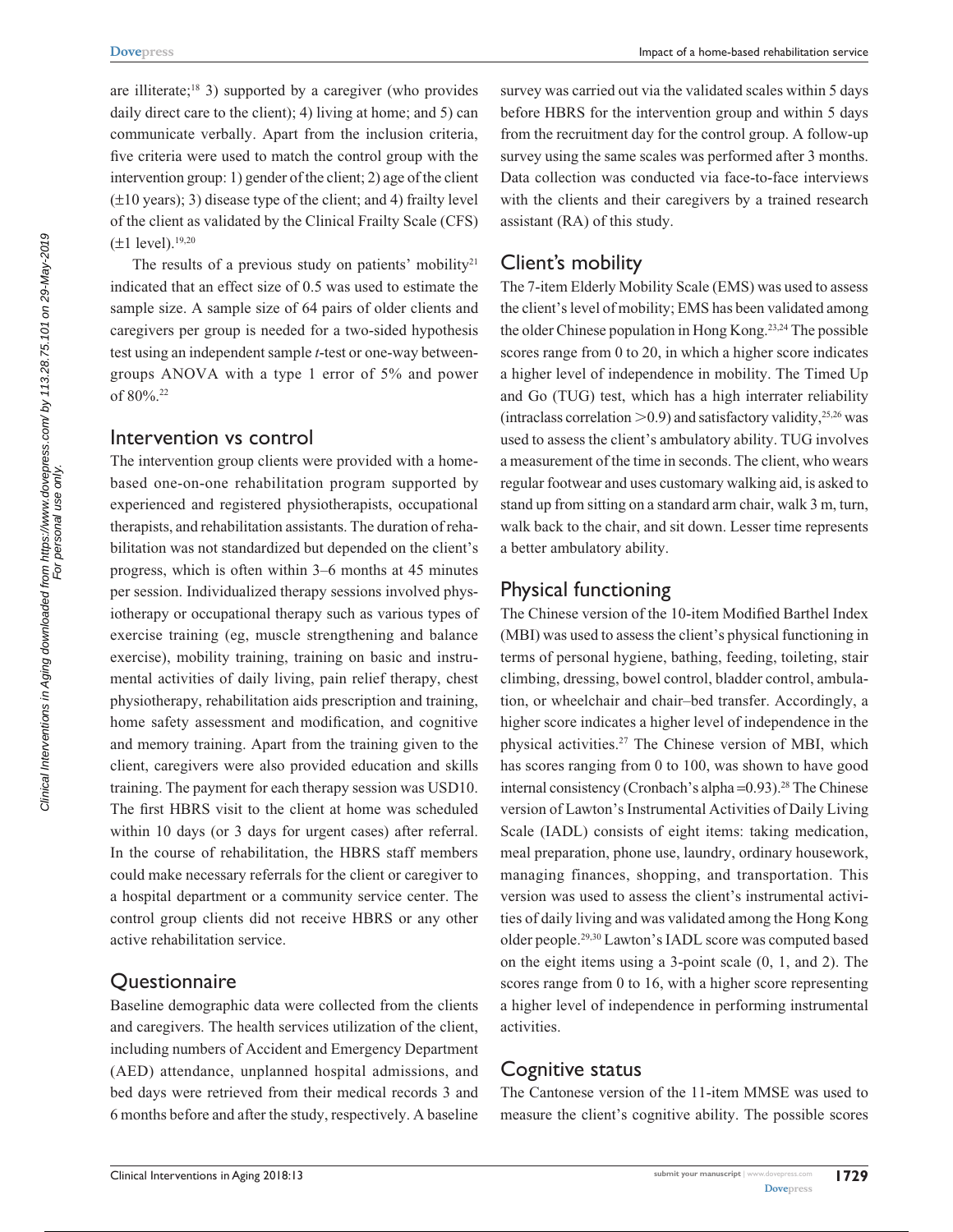are illiterate;[18] 3) supported by a caregiver (who provides daily direct care to the client); 4) living at home; and 5) can communicate verbally. Apart from the inclusion criteria, five criteria were used to match the control group with the intervention group: 1) gender of the client; 2) age of the client (±10 years); 3) disease type of the client; and 4) frailty level of the client as validated by the Clinical Frailty Scale (CFS) (±1 level).[19,20]

The results of a previous study on patients' mobility[21] indicated that an effect size of 0.5 was used to estimate the sample size. A sample size of 64 pairs of older clients and caregivers per group is needed for a two-sided hypothesis test using an independent sample *t*-test or one-way between-groups ANOVA with a type 1 error of 5% and power of 80%.[22]

## Intervention vs control

The intervention group clients were provided with a home-based one-on-one rehabilitation program supported by experienced and registered physiotherapists, occupational therapists, and rehabilitation assistants. The duration of rehabilitation was not standardized but depended on the client's progress, which is often within 3–6 months at 45 minutes per session. Individualized therapy sessions involved physiotherapy or occupational therapy such as various types of exercise training (eg, muscle strengthening and balance exercise), mobility training, training on basic and instrumental activities of daily living, pain relief therapy, chest physiotherapy, rehabilitation aids prescription and training, home safety assessment and modification, and cognitive and memory training. Apart from the training given to the client, caregivers were also provided education and skills training. The payment for each therapy session was USD10. The first HBRS visit to the client at home was scheduled within 10 days (or 3 days for urgent cases) after referral. In the course of rehabilitation, the HBRS staff members could make necessary referrals for the client or caregiver to a hospital department or a community service center. The control group clients did not receive HBRS or any other active rehabilitation service.

## Questionnaire

Baseline demographic data were collected from the clients and caregivers. The health services utilization of the client, including numbers of Accident and Emergency Department (AED) attendance, unplanned hospital admissions, and bed days were retrieved from their medical records 3 and 6 months before and after the study, respectively. A baseline survey was carried out via the validated scales within 5 days before HBRS for the intervention group and within 5 days from the recruitment day for the control group. A follow-up survey using the same scales was performed after 3 months. Data collection was conducted via face-to-face interviews with the clients and their caregivers by a trained research assistant (RA) of this study.

## Client's mobility

The 7-item Elderly Mobility Scale (EMS) was used to assess the client's level of mobility; EMS has been validated among the older Chinese population in Hong Kong.[23,24] The possible scores range from 0 to 20, in which a higher score indicates a higher level of independence in mobility. The Timed Up and Go (TUG) test, which has a high interrater reliability (intraclass correlation >0.9) and satisfactory validity,[25,26] was used to assess the client's ambulatory ability. TUG involves a measurement of the time in seconds. The client, who wears regular footwear and uses customary walking aid, is asked to stand up from sitting on a standard arm chair, walk 3 m, turn, walk back to the chair, and sit down. Lesser time represents a better ambulatory ability.

## Physical functioning

The Chinese version of the 10-item Modified Barthel Index (MBI) was used to assess the client's physical functioning in terms of personal hygiene, bathing, feeding, toileting, stair climbing, dressing, bowel control, bladder control, ambulation, or wheelchair and chair–bed transfer. Accordingly, a higher score indicates a higher level of independence in the physical activities.[27] The Chinese version of MBI, which has scores ranging from 0 to 100, was shown to have good internal consistency (Cronbach's alpha =0.93).[28] The Chinese version of Lawton's Instrumental Activities of Daily Living Scale (IADL) consists of eight items: taking medication, meal preparation, phone use, laundry, ordinary housework, managing finances, shopping, and transportation. This version was used to assess the client's instrumental activities of daily living and was validated among the Hong Kong older people.[29,30] Lawton's IADL score was computed based on the eight items using a 3-point scale (0, 1, and 2). The scores range from 0 to 16, with a higher score representing a higher level of independence in performing instrumental activities.

## Cognitive status

The Cantonese version of the 11-item MMSE was used to measure the client's cognitive ability. The possible scores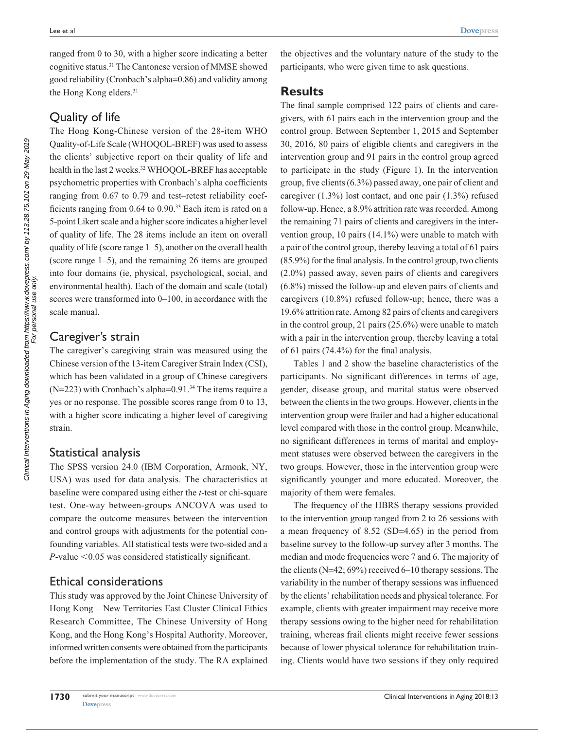ranged from 0 to 30, with a higher score indicating a better cognitive status.[31] The Cantonese version of MMSE showed good reliability (Cronbach's alpha=0.86) and validity among the Hong Kong elders.[31]

### Quality of life

The Hong Kong-Chinese version of the 28-item WHO Quality-of-Life Scale (WHOQOL-BREF) was used to assess the clients' subjective report on their quality of life and health in the last 2 weeks.[32] WHOQOL-BREF has acceptable psychometric properties with Cronbach's alpha coefficients ranging from 0.67 to 0.79 and test–retest reliability coefficients ranging from 0.64 to 0.90.[33] Each item is rated on a 5-point Likert scale and a higher score indicates a higher level of quality of life. The 28 items include an item on overall quality of life (score range 1–5), another on the overall health (score range 1–5), and the remaining 26 items are grouped into four domains (ie, physical, psychological, social, and environmental health). Each of the domain and scale (total) scores were transformed into 0–100, in accordance with the scale manual.

### Caregiver's strain

The caregiver's caregiving strain was measured using the Chinese version of the 13-item Caregiver Strain Index (CSI), which has been validated in a group of Chinese caregivers (N=223) with Cronbach's alpha=0.91.[34] The items require a yes or no response. The possible scores range from 0 to 13, with a higher score indicating a higher level of caregiving strain.

### Statistical analysis

The SPSS version 24.0 (IBM Corporation, Armonk, NY, USA) was used for data analysis. The characteristics at baseline were compared using either the *t*-test or chi-square test. One-way between-groups ANCOVA was used to compare the outcome measures between the intervention and control groups with adjustments for the potential confounding variables. All statistical tests were two-sided and a *P*-value $<0.05$ was considered statistically significant.

### Ethical considerations

This study was approved by the Joint Chinese University of Hong Kong – New Territories East Cluster Clinical Ethics Research Committee, The Chinese University of Hong Kong, and the Hong Kong's Hospital Authority. Moreover, informed written consents were obtained from the participants before the implementation of the study. The RA explained the objectives and the voluntary nature of the study to the participants, who were given time to ask questions.

## Results

The final sample comprised 122 pairs of clients and caregivers, with 61 pairs each in the intervention group and the control group. Between September 1, 2015 and September 30, 2016, 80 pairs of eligible clients and caregivers in the intervention group and 91 pairs in the control group agreed to participate in the study (Figure 1). In the intervention group, five clients (6.3%) passed away, one pair of client and caregiver (1.3%) lost contact, and one pair (1.3%) refused follow-up. Hence, a 8.9% attrition rate was recorded. Among the remaining 71 pairs of clients and caregivers in the intervention group, 10 pairs (14.1%) were unable to match with a pair of the control group, thereby leaving a total of 61 pairs (85.9%) for the final analysis. In the control group, two clients (2.0%) passed away, seven pairs of clients and caregivers (6.8%) missed the follow-up and eleven pairs of clients and caregivers (10.8%) refused follow-up; hence, there was a 19.6% attrition rate. Among 82 pairs of clients and caregivers in the control group, 21 pairs (25.6%) were unable to match with a pair in the intervention group, thereby leaving a total of 61 pairs (74.4%) for the final analysis.

Tables 1 and 2 show the baseline characteristics of the participants. No significant differences in terms of age, gender, disease group, and marital status were observed between the clients in the two groups. However, clients in the intervention group were frailer and had a higher educational level compared with those in the control group. Meanwhile, no significant differences in terms of marital and employment statuses were observed between the caregivers in the two groups. However, those in the intervention group were significantly younger and more educated. Moreover, the majority of them were females.

The frequency of the HBRS therapy sessions provided to the intervention group ranged from 2 to 26 sessions with a mean frequency of 8.52 (SD=4.65) in the period from baseline survey to the follow-up survey after 3 months. The median and mode frequencies were 7 and 6. The majority of the clients (N=42; 69%) received 6–10 therapy sessions. The variability in the number of therapy sessions was influenced by the clients' rehabilitation needs and physical tolerance. For example, clients with greater impairment may receive more therapy sessions owing to the higher need for rehabilitation training, whereas frail clients might receive fewer sessions because of lower physical tolerance for rehabilitation training. Clients would have two sessions if they only required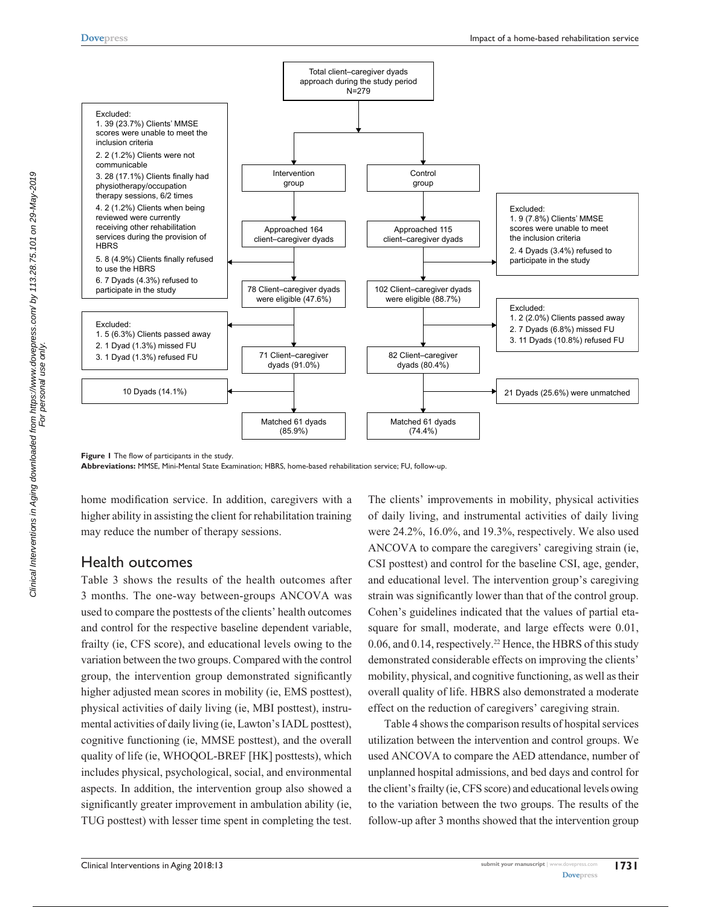Figure 1 The flow of participants in the study.

**Abbreviations:** MMSE, Mini-Mental State Examination; HBRS, home-based rehabilitation service; FU, follow-up.

home modification service. In addition, caregivers with a higher ability in assisting the client for rehabilitation training may reduce the number of therapy sessions.

## Health outcomes

Table 3 shows the results of the health outcomes after 3 months. The one-way between-groups ANCOVA was used to compare the posttests of the clients' health outcomes and control for the respective baseline dependent variable, frailty (ie, CFS score), and educational levels owing to the variation between the two groups. Compared with the control group, the intervention group demonstrated significantly higher adjusted mean scores in mobility (ie, EMS posttest), physical activities of daily living (ie, MBI posttest), instrumental activities of daily living (ie, Lawton's IADL posttest), cognitive functioning (ie, MMSE posttest), and the overall quality of life (ie, WHOQOL-BREF [HK] posttests), which includes physical, psychological, social, and environmental aspects. In addition, the intervention group also showed a significantly greater improvement in ambulation ability (ie, TUG posttest) with lesser time spent in completing the test. The clients' improvements in mobility, physical activities of daily living, and instrumental activities of daily living were 24.2%, 16.0%, and 19.3%, respectively. We also used ANCOVA to compare the caregivers' caregiving strain (ie, CSI posttest) and control for the baseline CSI, age, gender, and educational level. The intervention group's caregiving strain was significantly lower than that of the control group. Cohen's guidelines indicated that the values of partial eta-square for small, moderate, and large effects were 0.01, 0.06, and 0.14, respectively.[22] Hence, the HBRS of this study demonstrated considerable effects on improving the clients' mobility, physical, and cognitive functioning, as well as their overall quality of life. HBRS also demonstrated a moderate effect on the reduction of caregivers' caregiving strain.

Table 4 shows the comparison results of hospital services utilization between the intervention and control groups. We used ANCOVA to compare the AED attendance, number of unplanned hospital admissions, and bed days and control for the client's frailty (ie, CFS score) and educational levels owing to the variation between the two groups. The results of the follow-up after 3 months showed that the intervention group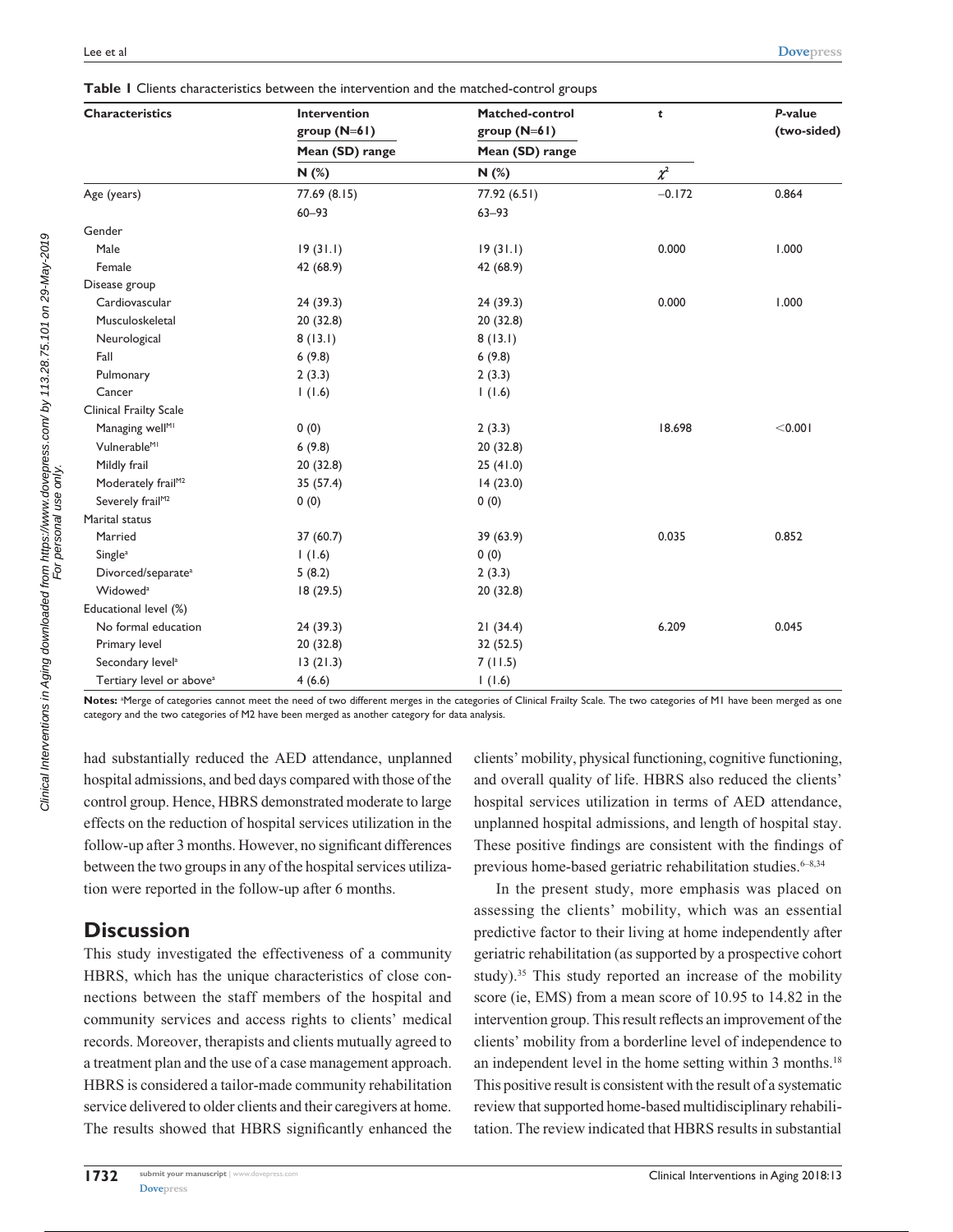**Table 1** Clients characteristics between the intervention and the matched-control groups

| Characteristics | Intervention group (N=61) | Matched-control group (N=61) | $t$ | *P*-value (two-sided) |
|---|---|---|---|---|
| | Mean (SD) range | Mean (SD) range | | |
| | N (%) | N (%) | $\chi^2$ | |
| Age (years) | 77.69 (8.15) | 77.92 (6.51) | −0.172 | 0.864 |
| | 60–93 | 63–93 | | |
| Gender | | | | |
| Male | 19 (31.1) | 19 (31.1) | 0.000 | 1.000 |
| Female | 42 (68.9) | 42 (68.9) | | |
| Disease group | | | | |
| Cardiovascular | 24 (39.3) | 24 (39.3) | 0.000 | 1.000 |
| Musculoskeletal | 20 (32.8) | 20 (32.8) | | |
| Neurological | 8 (13.1) | 8 (13.1) | | |
| Fall | 6 (9.8) | 6 (9.8) | | |
| Pulmonary | 2 (3.3) | 2 (3.3) | | |
| Cancer | 1 (1.6) | 1 (1.6) | | |
| Clinical Frailty Scale | | | | |
| Managing well[M1] | 0 (0) | 2 (3.3) | 18.698 | <0.001 |
| Vulnerable[M1] | 6 (9.8) | 20 (32.8) | | |
| Mildly frail | 20 (32.8) | 25 (41.0) | | |
| Moderately frail[M2] | 35 (57.4) | 14 (23.0) | | |
| Severely frail[M2] | 0 (0) | 0 (0) | | |
| Marital status | | | | |
| Married | 37 (60.7) | 39 (63.9) | 0.035 | 0.852 |
| Single[a] | 1 (1.6) | 0 (0) | | |
| Divorced/separate[a] | 5 (8.2) | 2 (3.3) | | |
| Widowed[a] | 18 (29.5) | 20 (32.8) | | |
| Educational level (%) | | | | |
| No formal education | 24 (39.3) | 21 (34.4) | 6.209 | 0.045 |
| Primary level | 20 (32.8) | 32 (52.5) | | |
| Secondary level[a] | 13 (21.3) | 7 (11.5) | | |
| Tertiary level or above[a] | 4 (6.6) | 1 (1.6) | | |

**Notes:** [a]Merge of categories cannot meet the need of two different merges in the categories of Clinical Frailty Scale. The two categories of M1 have been merged as one category and the two categories of M2 have been merged as another category for data analysis.

had substantially reduced the AED attendance, unplanned hospital admissions, and bed days compared with those of the control group. Hence, HBRS demonstrated moderate to large effects on the reduction of hospital services utilization in the follow-up after 3 months. However, no significant differences between the two groups in any of the hospital services utilization were reported in the follow-up after 6 months.

## Discussion

This study investigated the effectiveness of a community HBRS, which has the unique characteristics of close connections between the staff members of the hospital and community services and access rights to clients' medical records. Moreover, therapists and clients mutually agreed to a treatment plan and the use of a case management approach. HBRS is considered a tailor-made community rehabilitation service delivered to older clients and their caregivers at home. The results showed that HBRS significantly enhanced the clients' mobility, physical functioning, cognitive functioning, and overall quality of life. HBRS also reduced the clients' hospital services utilization in terms of AED attendance, unplanned hospital admissions, and length of hospital stay. These positive findings are consistent with the findings of previous home-based geriatric rehabilitation studies.[6–8,34]

In the present study, more emphasis was placed on assessing the clients' mobility, which was an essential predictive factor to their living at home independently after geriatric rehabilitation (as supported by a prospective cohort study).[35] This study reported an increase of the mobility score (ie, EMS) from a mean score of 10.95 to 14.82 in the intervention group. This result reflects an improvement of the clients' mobility from a borderline level of independence to an independent level in the home setting within 3 months.[18] This positive result is consistent with the result of a systematic review that supported home-based multidisciplinary rehabilitation. The review indicated that HBRS results in substantial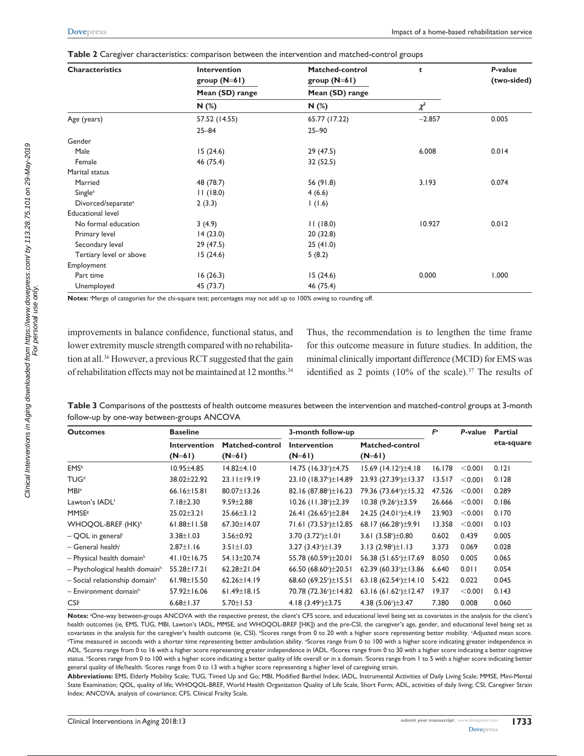**Table 2** Caregiver characteristics: comparison between the intervention and matched-control groups

| Characteristics | Intervention group (N=61) Mean (SD) range N (%) | Matched-control group (N=61) Mean (SD) range N (%) | $t$ / $\chi^2$ | P-value (two-sided) |
|---|---|---|---|---|
| Age (years) | 57.52 (14.55) 25–84 | 65.77 (17.22) 25–90 | −2.857 | 0.005 |
| Gender | | | | |
| Male | 15 (24.6) | 29 (47.5) | 6.008 | 0.014 |
| Female | 46 (75.4) | 32 (52.5) | | |
| Marital status | | | | |
| Married | 48 (78.7) | 56 (91.8) | 3.193 | 0.074 |
| Single[a] | 11 (18.0) | 4 (6.6) | | |
| Divorced/separate[a] | 2 (3.3) | 1 (1.6) | | |
| Educational level | | | | |
| No formal education | 3 (4.9) | 11 (18.0) | 10.927 | 0.012 |
| Primary level | 14 (23.0) | 20 (32.8) | | |
| Secondary level | 29 (47.5) | 25 (41.0) | | |
| Tertiary level or above | 15 (24.6) | 5 (8.2) | | |
| Employment | | | | |
| Part time | 16 (26.3) | 15 (24.6) | 0.000 | 1.000 |
| Unemployed | 45 (73.7) | 46 (75.4) | | |

**Notes:** [a]Merge of categories for the chi-square test; percentages may not add up to 100% owing to rounding off.

improvements in balance confidence, functional status, and lower extremity muscle strength compared with no rehabilitation at all.[36] However, a previous RCT suggested that the gain of rehabilitation effects may not be maintained at 12 months.[34] Thus, the recommendation is to lengthen the time frame for this outcome measure in future studies. In addition, the minimal clinically important difference (MCID) for EMS was identified as 2 points (10% of the scale).[37] The results of

**Table 3** Comparisons of the posttests of health outcome measures between the intervention and matched-control groups at 3-month follow-up by one-way between-groups ANCOVA

| Outcomes | Baseline | | 3-month follow-up | | $F$[a] | P-value | Partial eta-square |
|---|---|---|---|---|---|---|---|
| | Intervention (N=61) | Matched-control (N=61) | Intervention (N=61) | Matched-control (N=61) | | | |
| EMS[b] | 10.95±4.85 | 14.82±4.10 | 14.75 (16.33[c])±4.75 | 15.69 (14.12[c])±4.18 | 16.178 | <0.001 | 0.121 |
| TUG[d] | 38.02±22.92 | 23.11±19.19 | 23.10 (18.37[c])±14.89 | 23.93 (27.39[c])±13.37 | 13.517 | <0.001 | 0.128 |
| MBI[e] | 66.16±15.81 | 80.07±13.26 | 82.16 (87.88[c])±16.23 | 79.36 (73.64[c])±15.32 | 47.526 | <0.001 | 0.289 |
| Lawton's IADL[f] | 7.18±2.30 | 9.59±2.88 | 10.26 (11.38[c])±2.39 | 10.38 (9.26[c])±3.59 | 26.666 | <0.001 | 0.186 |
| MMSE[g] | 25.02±3.21 | 25.66±3.12 | 26.41 (26.65[c])±2.84 | 24.25 (24.01[c])±4.19 | 23.903 | <0.001 | 0.170 |
| WHOQOL-BREF (HK)[h] | 61.88±11.58 | 67.30±14.07 | 71.61 (73.53[c])±12.85 | 68.17 (66.28[c])±9.91 | 13.358 | <0.001 | 0.103 |
| – QOL in general[i] | 3.38±1.03 | 3.56±0.92 | 3.70 (3.72[c])±1.01 | 3.61 (3.58[c])±0.80 | 0.602 | 0.439 | 0.005 |
| – General health[i] | 2.87±1.16 | 3.51±1.03 | 3.27 (3.43[c])±1.39 | 3.13 (2.98[c])±1.13 | 3.373 | 0.069 | 0.028 |
| – Physical health domain[h] | 41.10±16.75 | 54.13±20.74 | 55.78 (60.59[c])±20.01 | 56.38 (51.65[c])±17.69 | 8.050 | 0.005 | 0.065 |
| – Psychological health domain[h] | 55.28±17.21 | 62.28±21.04 | 66.50 (68.60[c])±20.51 | 62.39 (60.33[c])±13.86 | 6.640 | 0.011 | 0.054 |
| – Social relationship domain[h] | 61.98±15.50 | 62.26±14.19 | 68.60 (69.25[c])±15.51 | 63.18 (62.54[c])±14.10 | 5.422 | 0.022 | 0.045 |
| – Environment domain[h] | 57.92±16.06 | 61.49±18.15 | 70.78 (72.36[c])±14.82 | 63.16 (61.62[c])±12.47 | 19.37 | <0.001 | 0.143 |
| CSI[j] | 6.68±1.37 | 5.70±1.53 | 4.18 (3.49[c])±3.75 | 4.38 (5.06[c])±3.47 | 7.380 | 0.008 | 0.060 |

**Notes:** [a]One-way between-groups ANCOVA with the respective pretest, the client's CFS score, and educational level being set as covariates in the analysis for the client's health outcomes (ie, EMS, TUG, MBI, Lawton's IADL, MMSE, and WHOQOL-BREF [HK]) and the pre-CSI, the caregiver's age, gender, and educational level being set as covariates in the analysis for the caregiver's health outcome (ie, CSI). [b]Scores range from 0 to 20 with a higher score representing better mobility. [c]Adjusted mean score. [d]Time measured in seconds with a shorter time representing better ambulation ability. [e]Scores range from 0 to 100 with a higher score indicating greater independence in ADL. [f]Scores range from 0 to 16 with a higher score representing greater independence in IADL. [g]Scores range from 0 to 30 with a higher score indicating a better cognitive status. [h]Scores range from 0 to 100 with a higher score indicating a better quality of life overall or in a domain. [i]Scores range from 1 to 5 with a higher score indicating better general quality of life/health. [j]Scores range from 0 to 13 with a higher score representing a higher level of caregiving strain.

**Abbreviations:** EMS, Elderly Mobility Scale; TUG, Timed Up and Go; MBI, Modified Barthel Index; IADL, Instrumental Activities of Daily Living Scale; MMSE, Mini-Mental State Examination; QOL, quality of life; WHOQOL-BREF, World Health Organization Quality of Life Scale, Short Form; ADL, activities of daily living; CSI, Caregiver Strain Index; ANCOVA, analysis of covariance; CFS, Clinical Frailty Scale.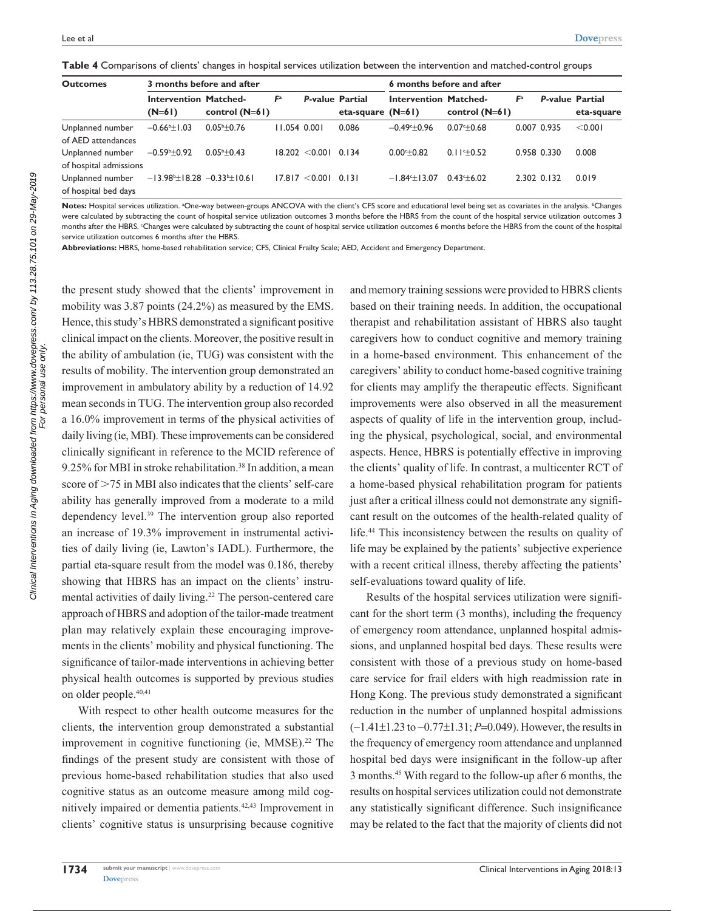**Table 4** Comparisons of clients' changes in hospital services utilization between the intervention and matched-control groups

| Outcomes | 3 months before and after | | | | | 6 months before and after | | | | |
|---|---|---|---|---|---|---|---|---|---|---|
| | Intervention (N=61) | Matched-control (N=61) | $F$[a] | *P*-value | Partial eta-square | Intervention (N=61) | Matched-control (N=61) | $F$[a] | *P*-value | Partial eta-square |
| Unplanned number of AED attendances | −0.66[b]±1.03 | 0.05[b]±0.76 | 11.054 | 0.001 | 0.086 | −0.49[c]±0.96 | 0.07[c]±0.68 | 0.007 | 0.935 | <0.001 |
| Unplanned number of hospital admissions | −0.59[b]±0.92 | 0.05[b]±0.43 | 18.202 | <0.001 | 0.134 | 0.00[c]±0.82 | 0.11[c]±0.52 | 0.958 | 0.330 | 0.008 |
| Unplanned number of hospital bed days | −13.98[b]±18.28 | −0.33[b]±10.61 | 17.817 | <0.001 | 0.131 | −1.84[c]±13.07 | 0.43[c]±6.02 | 2.302 | 0.132 | 0.019 |

**Notes:** Hospital services utilization. [a]One-way between-groups ANCOVA with the client's CFS score and educational level being set as covariates in the analysis. [b]Changes were calculated by subtracting the count of hospital service utilization outcomes 3 months before the HBRS from the count of the hospital service utilization outcomes 3 months after the HBRS. [c]Changes were calculated by subtracting the count of hospital service utilization outcomes 6 months before the HBRS from the count of the hospital service utilization outcomes 6 months after the HBRS.

**Abbreviations:** HBRS, home-based rehabilitation service; CFS, Clinical Frailty Scale; AED, Accident and Emergency Department.

the present study showed that the clients' improvement in mobility was 3.87 points (24.2%) as measured by the EMS. Hence, this study's HBRS demonstrated a significant positive clinical impact on the clients. Moreover, the positive result in the ability of ambulation (ie, TUG) was consistent with the results of mobility. The intervention group demonstrated an improvement in ambulatory ability by a reduction of 14.92 mean seconds in TUG. The intervention group also recorded a 16.0% improvement in terms of the physical activities of daily living (ie, MBI). These improvements can be considered clinically significant in reference to the MCID reference of 9.25% for MBI in stroke rehabilitation.[38] In addition, a mean score of >75 in MBI also indicates that the clients' self-care ability has generally improved from a moderate to a mild dependency level.[39] The intervention group also reported an increase of 19.3% improvement in instrumental activities of daily living (ie, Lawton's IADL). Furthermore, the partial eta-square result from the model was 0.186, thereby showing that HBRS has an impact on the clients' instrumental activities of daily living.[22] The person-centered care approach of HBRS and adoption of the tailor-made treatment plan may relatively explain these encouraging improvements in the clients' mobility and physical functioning. The significance of tailor-made interventions in achieving better physical health outcomes is supported by previous studies on older people.[40,41]

With respect to other health outcome measures for the clients, the intervention group demonstrated a substantial improvement in cognitive functioning (ie, MMSE).[22] The findings of the present study are consistent with those of previous home-based rehabilitation studies that also used cognitive status as an outcome measure among mild cognitively impaired or dementia patients.[42,43] Improvement in clients' cognitive status is unsurprising because cognitive and memory training sessions were provided to HBRS clients based on their training needs. In addition, the occupational therapist and rehabilitation assistant of HBRS also taught caregivers how to conduct cognitive and memory training in a home-based environment. This enhancement of the caregivers' ability to conduct home-based cognitive training for clients may amplify the therapeutic effects. Significant improvements were also observed in all the measurement aspects of quality of life in the intervention group, including the physical, psychological, social, and environmental aspects. Hence, HBRS is potentially effective in improving the clients' quality of life. In contrast, a multicenter RCT of a home-based physical rehabilitation program for patients just after a critical illness could not demonstrate any significant result on the outcomes of the health-related quality of life.[44] This inconsistency between the results on quality of life may be explained by the patients' subjective experience with a recent critical illness, thereby affecting the patients' self-evaluations toward quality of life.

Results of the hospital services utilization were significant for the short term (3 months), including the frequency of emergency room attendance, unplanned hospital admissions, and unplanned hospital bed days. These results were consistent with those of a previous study on home-based care service for frail elders with high readmission rate in Hong Kong. The previous study demonstrated a significant reduction in the number of unplanned hospital admissions (−1.41±1.23 to −0.77±1.31; $P$=0.049). However, the results in the frequency of emergency room attendance and unplanned hospital bed days were insignificant in the follow-up after 3 months.[45] With regard to the follow-up after 6 months, the results on hospital services utilization could not demonstrate any statistically significant difference. Such insignificance may be related to the fact that the majority of clients did not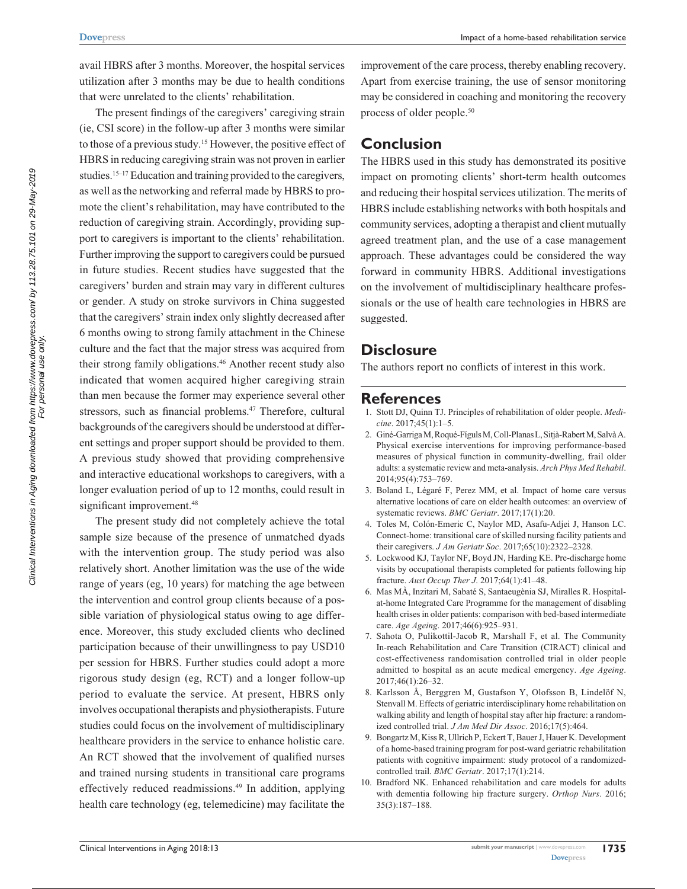avail HBRS after 3 months. Moreover, the hospital services utilization after 3 months may be due to health conditions that were unrelated to the clients' rehabilitation.

The present findings of the caregivers' caregiving strain (ie, CSI score) in the follow-up after 3 months were similar to those of a previous study.[15] However, the positive effect of HBRS in reducing caregiving strain was not proven in earlier studies.[15–17] Education and training provided to the caregivers, as well as the networking and referral made by HBRS to promote the client's rehabilitation, may have contributed to the reduction of caregiving strain. Accordingly, providing support to caregivers is important to the clients' rehabilitation. Further improving the support to caregivers could be pursued in future studies. Recent studies have suggested that the caregivers' burden and strain may vary in different cultures or gender. A study on stroke survivors in China suggested that the caregivers' strain index only slightly decreased after 6 months owing to strong family attachment in the Chinese culture and the fact that the major stress was acquired from their strong family obligations.[46] Another recent study also indicated that women acquired higher caregiving strain than men because the former may experience several other stressors, such as financial problems.[47] Therefore, cultural backgrounds of the caregivers should be understood at different settings and proper support should be provided to them. A previous study showed that providing comprehensive and interactive educational workshops to caregivers, with a longer evaluation period of up to 12 months, could result in significant improvement.[48]

The present study did not completely achieve the total sample size because of the presence of unmatched dyads with the intervention group. The study period was also relatively short. Another limitation was the use of the wide range of years (eg, 10 years) for matching the age between the intervention and control group clients because of a possible variation of physiological status owing to age difference. Moreover, this study excluded clients who declined participation because of their unwillingness to pay USD10 per session for HBRS. Further studies could adopt a more rigorous study design (eg, RCT) and a longer follow-up period to evaluate the service. At present, HBRS only involves occupational therapists and physiotherapists. Future studies could focus on the involvement of multidisciplinary healthcare providers in the service to enhance holistic care. An RCT showed that the involvement of qualified nurses and trained nursing students in transitional care programs effectively reduced readmissions.[49] In addition, applying health care technology (eg, telemedicine) may facilitate the improvement of the care process, thereby enabling recovery. Apart from exercise training, the use of sensor monitoring may be considered in coaching and monitoring the recovery process of older people.[50]

## Conclusion

The HBRS used in this study has demonstrated its positive impact on promoting clients' short-term health outcomes and reducing their hospital services utilization. The merits of HBRS include establishing networks with both hospitals and community services, adopting a therapist and client mutually agreed treatment plan, and the use of a case management approach. These advantages could be considered the way forward in community HBRS. Additional investigations on the involvement of multidisciplinary healthcare professionals or the use of health care technologies in HBRS are suggested.

## Disclosure

The authors report no conflicts of interest in this work.

## References

1. Stott DJ, Quinn TJ. Principles of rehabilitation of older people. *Medicine*. 2017;45(1):1–5.
2. Giné-Garriga M, Roqué-Fíguls M, Coll-Planas L, Sitjà-Rabert M, Salvà A. Physical exercise interventions for improving performance-based measures of physical function in community-dwelling, frail older adults: a systematic review and meta-analysis. *Arch Phys Med Rehabil*. 2014;95(4):753–769.
3. Boland L, Légaré F, Perez MM, et al. Impact of home care versus alternative locations of care on elder health outcomes: an overview of systematic reviews. *BMC Geriatr*. 2017;17(1):20.
4. Toles M, Colón-Emeric C, Naylor MD, Asafu-Adjei J, Hanson LC. Connect-home: transitional care of skilled nursing facility patients and their caregivers. *J Am Geriatr Soc*. 2017;65(10):2322–2328.
5. Lockwood KJ, Taylor NF, Boyd JN, Harding KE. Pre-discharge home visits by occupational therapists completed for patients following hip fracture. *Aust Occup Ther J*. 2017;64(1):41–48.
6. Mas MÀ, Inzitari M, Sabaté S, Santaeugènia SJ, Miralles R. Hospital-at-home Integrated Care Programme for the management of disabling health crises in older patients: comparison with bed-based intermediate care. *Age Ageing*. 2017;46(6):925–931.
7. Sahota O, Pulikottil-Jacob R, Marshall F, et al. The Community In-reach Rehabilitation and Care Transition (CIRACT) clinical and cost-effectiveness randomisation controlled trial in older people admitted to hospital as an acute medical emergency. *Age Ageing*. 2017;46(1):26–32.
8. Karlsson Å, Berggren M, Gustafson Y, Olofsson B, Lindelöf N, Stenvall M. Effects of geriatric interdisciplinary home rehabilitation on walking ability and length of hospital stay after hip fracture: a randomized controlled trial. *J Am Med Dir Assoc*. 2016;17(5):464.
9. Bongartz M, Kiss R, Ullrich P, Eckert T, Bauer J, Hauer K. Development of a home-based training program for post-ward geriatric rehabilitation patients with cognitive impairment: study protocol of a randomized-controlled trail. *BMC Geriatr*. 2017;17(1):214.
10. Bradford NK. Enhanced rehabilitation and care models for adults with dementia following hip fracture surgery. *Orthop Nurs*. 2016;35(3):187–188.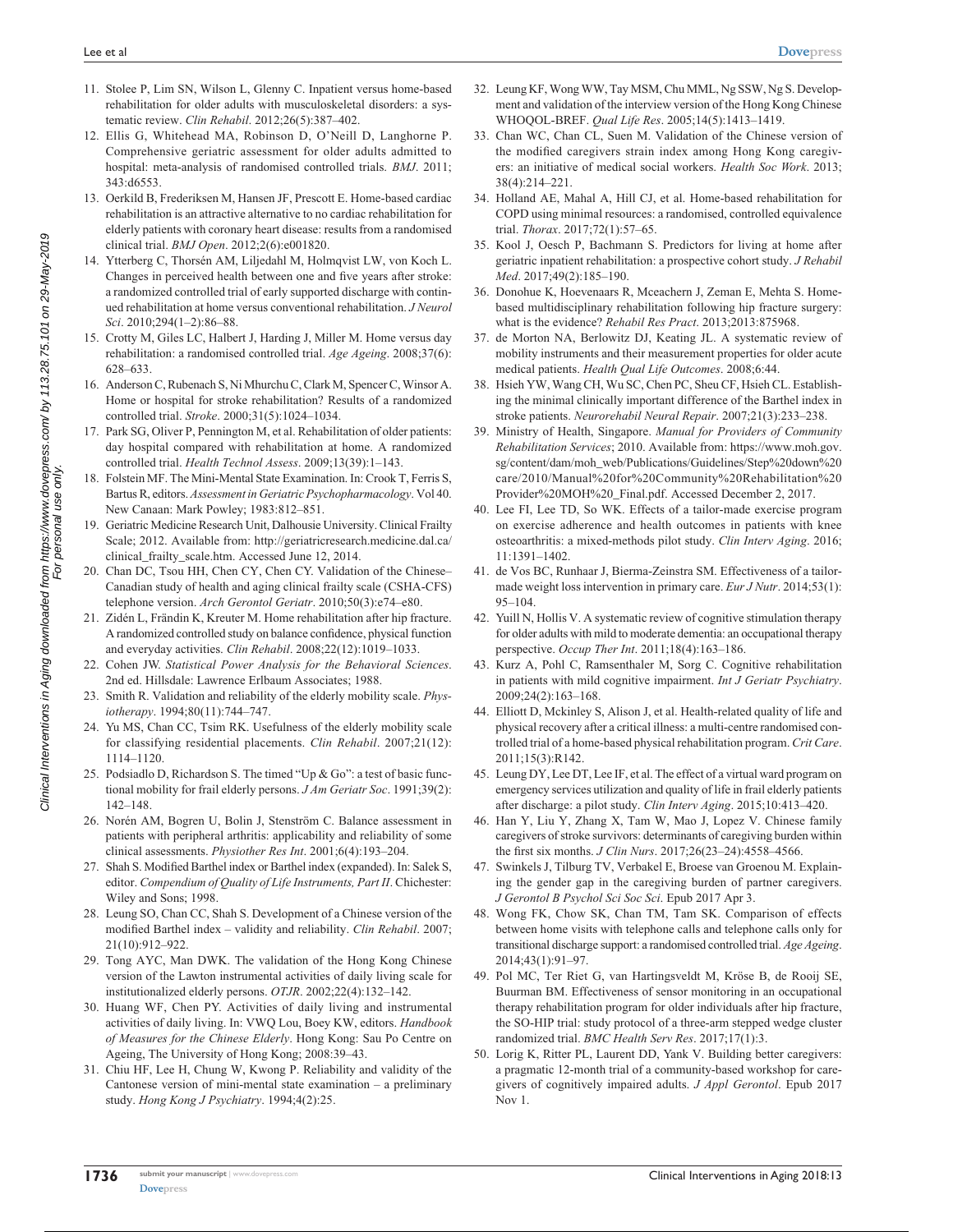11. Stolee P, Lim SN, Wilson L, Glenny C. Inpatient versus home-based rehabilitation for older adults with musculoskeletal disorders: a systematic review. *Clin Rehabil*. 2012;26(5):387–402.
12. Ellis G, Whitehead MA, Robinson D, O'Neill D, Langhorne P. Comprehensive geriatric assessment for older adults admitted to hospital: meta-analysis of randomised controlled trials. *BMJ*. 2011; 343:d6553.
13. Oerkild B, Frederiksen M, Hansen JF, Prescott E. Home-based cardiac rehabilitation is an attractive alternative to no cardiac rehabilitation for elderly patients with coronary heart disease: results from a randomised clinical trial. *BMJ Open*. 2012;2(6):e001820.
14. Ytterberg C, Thorsén AM, Liljedahl M, Holmqvist LW, von Koch L. Changes in perceived health between one and five years after stroke: a randomized controlled trial of early supported discharge with continued rehabilitation at home versus conventional rehabilitation. *J Neurol Sci*. 2010;294(1–2):86–88.
15. Crotty M, Giles LC, Halbert J, Harding J, Miller M. Home versus day rehabilitation: a randomised controlled trial. *Age Ageing*. 2008;37(6): 628–633.
16. Anderson C, Rubenach S, Ni Mhurchu C, Clark M, Spencer C, Winsor A. Home or hospital for stroke rehabilitation? Results of a randomized controlled trial. *Stroke*. 2000;31(5):1024–1034.
17. Park SG, Oliver P, Pennington M, et al. Rehabilitation of older patients: day hospital compared with rehabilitation at home. A randomized controlled trial. *Health Technol Assess*. 2009;13(39):1–143.
18. Folstein MF. The Mini-Mental State Examination. In: Crook T, Ferris S, Bartus R, editors. *Assessment in Geriatric Psychopharmacology*. Vol 40. New Canaan: Mark Powley; 1983:812–851.
19. Geriatric Medicine Research Unit, Dalhousie University. Clinical Frailty Scale; 2012. Available from: http://geriatricresearch.medicine.dal.ca/clinical_frailty_scale.htm. Accessed June 12, 2014.
20. Chan DC, Tsou HH, Chen CY, Chen CY. Validation of the Chinese–Canadian study of health and aging clinical frailty scale (CSHA-CFS) telephone version. *Arch Gerontol Geriatr*. 2010;50(3):e74–e80.
21. Zidén L, Frändin K, Kreuter M. Home rehabilitation after hip fracture. A randomized controlled study on balance confidence, physical function and everyday activities. *Clin Rehabil*. 2008;22(12):1019–1033.
22. Cohen JW. *Statistical Power Analysis for the Behavioral Sciences*. 2nd ed. Hillsdale: Lawrence Erlbaum Associates; 1988.
23. Smith R. Validation and reliability of the elderly mobility scale. *Physiotherapy*. 1994;80(11):744–747.
24. Yu MS, Chan CC, Tsim RK. Usefulness of the elderly mobility scale for classifying residential placements. *Clin Rehabil*. 2007;21(12): 1114–1120.
25. Podsiadlo D, Richardson S. The timed "Up & Go": a test of basic functional mobility for frail elderly persons. *J Am Geriatr Soc*. 1991;39(2): 142–148.
26. Norén AM, Bogren U, Bolin J, Stenström C. Balance assessment in patients with peripheral arthritis: applicability and reliability of some clinical assessments. *Physiother Res Int*. 2001;6(4):193–204.
27. Shah S. Modified Barthel index or Barthel index (expanded). In: Salek S, editor. *Compendium of Quality of Life Instruments, Part II*. Chichester: Wiley and Sons; 1998.
28. Leung SO, Chan CC, Shah S. Development of a Chinese version of the modified Barthel index – validity and reliability. *Clin Rehabil*. 2007; 21(10):912–922.
29. Tong AYC, Man DWK. The validation of the Hong Kong Chinese version of the Lawton instrumental activities of daily living scale for institutionalized elderly persons. *OTJR*. 2002;22(4):132–142.
30. Huang WF, Chen PY. Activities of daily living and instrumental activities of daily living. In: VWQ Lou, Boey KW, editors. *Handbook of Measures for the Chinese Elderly*. Hong Kong: Sau Po Centre on Ageing, The University of Hong Kong; 2008:39–43.
31. Chiu HF, Lee H, Chung W, Kwong P. Reliability and validity of the Cantonese version of mini-mental state examination – a preliminary study. *Hong Kong J Psychiatry*. 1994;4(2):25.
32. Leung KF, Wong WW, Tay MSM, Chu MML, Ng SSW, Ng S. Development and validation of the interview version of the Hong Kong Chinese WHOQOL-BREF. *Qual Life Res*. 2005;14(5):1413–1419.
33. Chan WC, Chan CL, Suen M. Validation of the Chinese version of the modified caregivers strain index among Hong Kong caregivers: an initiative of medical social workers. *Health Soc Work*. 2013; 38(4):214–221.
34. Holland AE, Mahal A, Hill CJ, et al. Home-based rehabilitation for COPD using minimal resources: a randomised, controlled equivalence trial. *Thorax*. 2017;72(1):57–65.
35. Kool J, Oesch P, Bachmann S. Predictors for living at home after geriatric inpatient rehabilitation: a prospective cohort study. *J Rehabil Med*. 2017;49(2):185–190.
36. Donohue K, Hoevenaars R, Mceachern J, Zeman E, Mehta S. Home-based multidisciplinary rehabilitation following hip fracture surgery: what is the evidence? *Rehabil Res Pract*. 2013;2013:875968.
37. de Morton NA, Berlowitz DJ, Keating JL. A systematic review of mobility instruments and their measurement properties for older acute medical patients. *Health Qual Life Outcomes*. 2008;6:44.
38. Hsieh YW, Wang CH, Wu SC, Chen PC, Sheu CF, Hsieh CL. Establishing the minimal clinically important difference of the Barthel index in stroke patients. *Neurorehabil Neural Repair*. 2007;21(3):233–238.
39. Ministry of Health, Singapore. *Manual for Providers of Community Rehabilitation Services*; 2010. Available from: https://www.moh.gov.sg/content/dam/moh_web/Publications/Guidelines/Step%20down%20care/2010/Manual%20for%20Community%20Rehabilitation%20Provider%20MOH%20_Final.pdf. Accessed December 2, 2017.
40. Lee FI, Lee TD, So WK. Effects of a tailor-made exercise program on exercise adherence and health outcomes in patients with knee osteoarthritis: a mixed-methods pilot study. *Clin Interv Aging*. 2016; 11:1391–1402.
41. de Vos BC, Runhaar J, Bierma-Zeinstra SM. Effectiveness of a tailor-made weight loss intervention in primary care. *Eur J Nutr*. 2014;53(1): 95–104.
42. Yuill N, Hollis V. A systematic review of cognitive stimulation therapy for older adults with mild to moderate dementia: an occupational therapy perspective. *Occup Ther Int*. 2011;18(4):163–186.
43. Kurz A, Pohl C, Ramsenthaler M, Sorg C. Cognitive rehabilitation in patients with mild cognitive impairment. *Int J Geriatr Psychiatry*. 2009;24(2):163–168.
44. Elliott D, Mckinley S, Alison J, et al. Health-related quality of life and physical recovery after a critical illness: a multi-centre randomised controlled trial of a home-based physical rehabilitation program. *Crit Care*. 2011;15(3):R142.
45. Leung DY, Lee DT, Lee IF, et al. The effect of a virtual ward program on emergency services utilization and quality of life in frail elderly patients after discharge: a pilot study. *Clin Interv Aging*. 2015;10:413–420.
46. Han Y, Liu Y, Zhang X, Tam W, Mao J, Lopez V. Chinese family caregivers of stroke survivors: determinants of caregiving burden within the first six months. *J Clin Nurs*. 2017;26(23–24):4558–4566.
47. Swinkels J, Tilburg TV, Verbakel E, Broese van Groenou M. Explaining the gender gap in the caregiving burden of partner caregivers. *J Gerontol B Psychol Sci Soc Sci*. Epub 2017 Apr 3.
48. Wong FK, Chow SK, Chan TM, Tam SK. Comparison of effects between home visits with telephone calls and telephone calls only for transitional discharge support: a randomised controlled trial. *Age Ageing*. 2014;43(1):91–97.
49. Pol MC, Ter Riet G, van Hartingsveldt M, Kröse B, de Rooij SE, Buurman BM. Effectiveness of sensor monitoring in an occupational therapy rehabilitation program for older individuals after hip fracture, the SO-HIP trial: study protocol of a three-arm stepped wedge cluster randomized trial. *BMC Health Serv Res*. 2017;17(1):3.
50. Lorig K, Ritter PL, Laurent DD, Yank V. Building better caregivers: a pragmatic 12-month trial of a community-based workshop for caregivers of cognitively impaired adults. *J Appl Gerontol*. Epub 2017 Nov 1.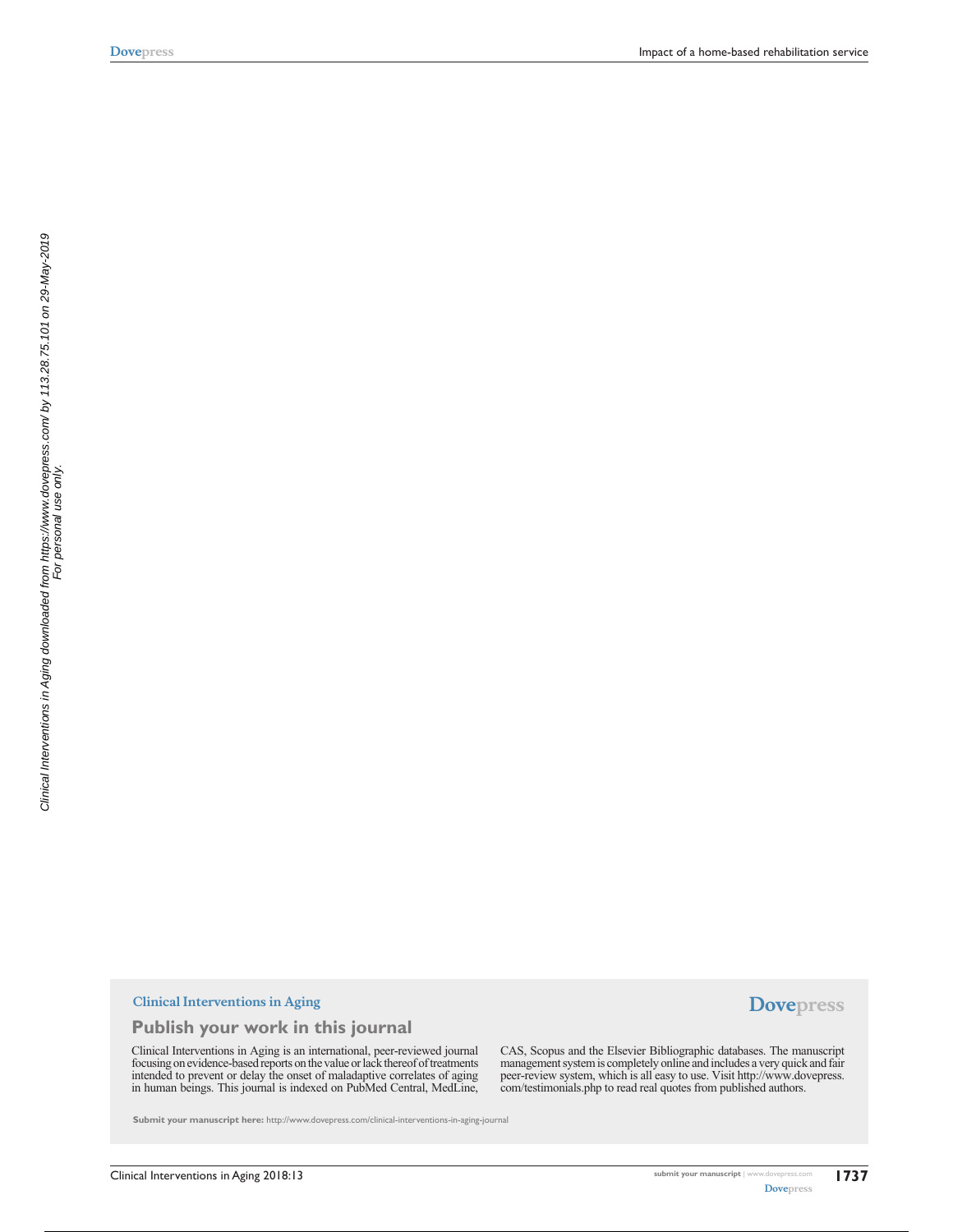**Clinical Interventions in Aging**

## Publish your work in this journal

Clinical Interventions in Aging is an international, peer-reviewed journal focusing on evidence-based reports on the value or lack thereof of treatments intended to prevent or delay the onset of maladaptive correlates of aging in human beings. This journal is indexed on PubMed Central, MedLine, CAS, Scopus and the Elsevier Bibliographic databases. The manuscript management system is completely online and includes a very quick and fair peer-review system, which is all easy to use. Visit http://www.dovepress.com/testimonials.php to read real quotes from published authors.

**Submit your manuscript here:** http://www.dovepress.com/clinical-interventions-in-aging-journal